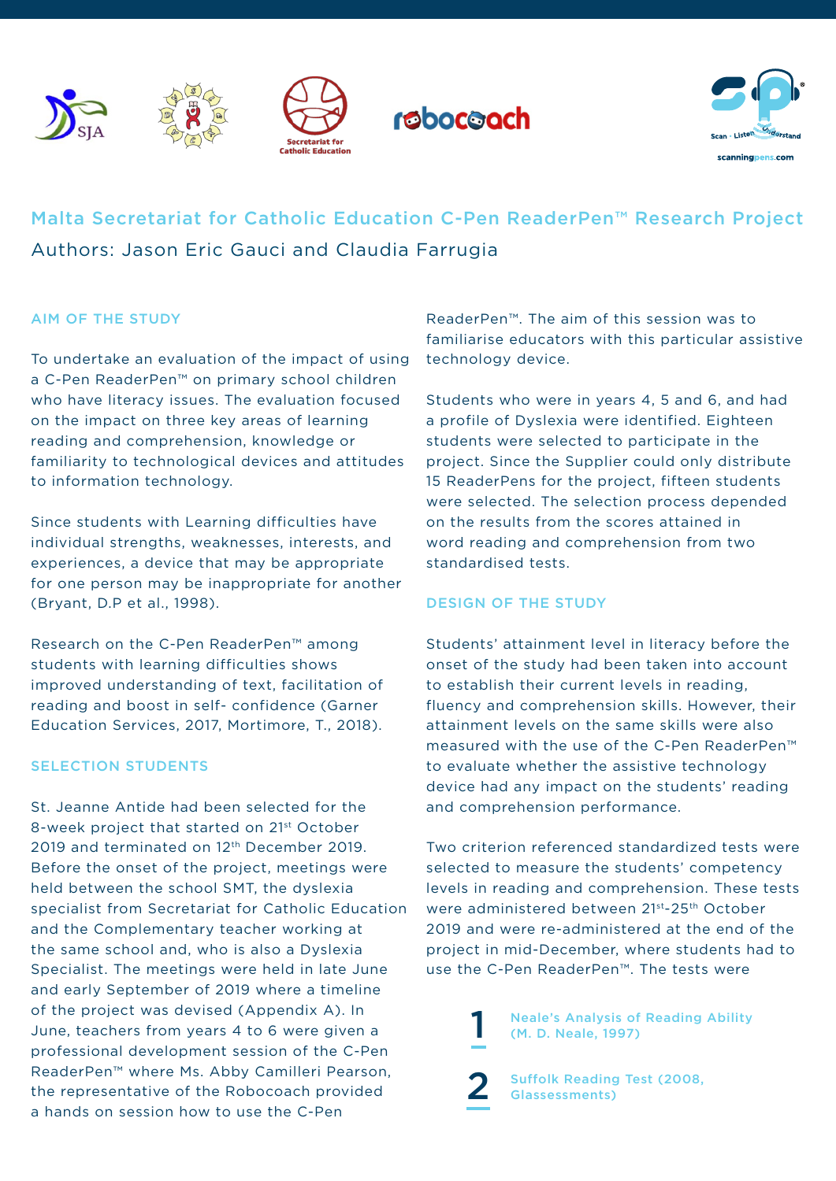# Malta Secretariat for Catholic Education C-Pen ReaderPen™ Research Project

Authors: Jason Eric Gauci and Claudia Farrugia

## AIM OF THE STUDY

To undertake an evaluation of the impact of using a C-Pen ReaderPen™ on primary school children who have literacy issues. The evaluation focused on the impact on three key areas of learning reading and comprehension, knowledge or familiarity to technological devices and attitudes to information technology.

Since students with Learning difficulties have individual strengths, weaknesses, interests, and experiences, a device that may be appropriate for one person may be inappropriate for another (Bryant, D.P et al., 1998).

Research on the C-Pen ReaderPen™ among students with learning difficulties shows improved understanding of text, facilitation of reading and boost in self- confidence (Garner Education Services, 2017, Mortimore, T., 2018).

## SELECTION STUDENTS

St. Jeanne Antide had been selected for the 8-week project that started on 21st October 2019 and terminated on 12th December 2019. Before the onset of the project, meetings were held between the school SMT, the dyslexia specialist from Secretariat for Catholic Education and the Complementary teacher working at the same school and, who is also a Dyslexia Specialist. The meetings were held in late June and early September of 2019 where a timeline of the project was devised (Appendix A). In June, teachers from years 4 to 6 were given a professional development session of the C-Pen ReaderPen™ where Ms. Abby Camilleri Pearson, the representative of the Robocoach provided a hands on session how to use the C-Pen ReaderPen™. The aim of this session was to familiarise educators with this particular assistive technology device.

Students who were in years 4, 5 and 6, and had a profile of Dyslexia were identified. Eighteen students were selected to participate in the project. Since the Supplier could only distribute 15 ReaderPens for the project, fifteen students were selected. The selection process depended on the results from the scores attained in word reading and comprehension from two standardised tests.

## DESIGN OF THE STUDY

Students' attainment level in literacy before the onset of the study had been taken into account to establish their current levels in reading, fluency and comprehension skills. However, their attainment levels on the same skills were also measured with the use of the C-Pen ReaderPen™ to evaluate whether the assistive technology device had any impact on the students' reading and comprehension performance.

Two criterion referenced standardized tests were selected to measure the students' competency levels in reading and comprehension. These tests were administered between 21st-25th October 2019 and were re-administered at the end of the project in mid-December, where students had to use the C-Pen ReaderPen™. The tests were

1. Neale's Analysis of Reading Ability (M. D. Neale, 1997)
2. Suffolk Reading Test (2008, Glassessments)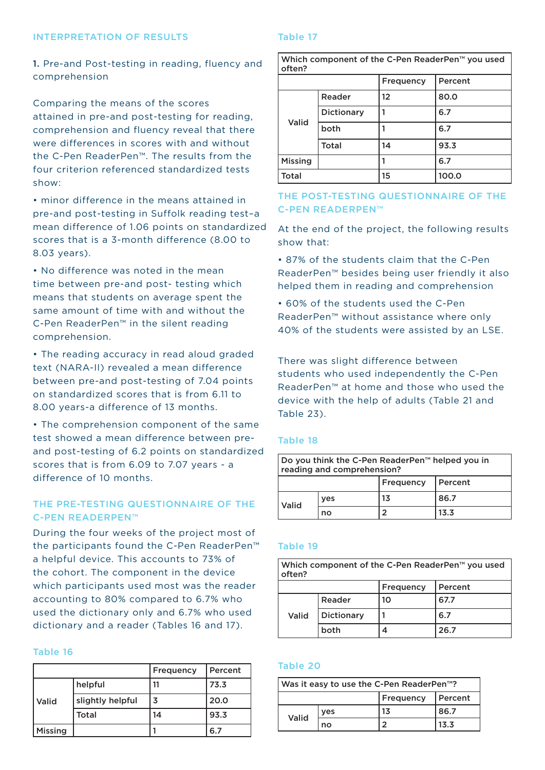## INTERPRETATION OF RESULTS

1. Pre-and Post-testing in reading, fluency and comprehension

Comparing the means of the scores attained in pre-and post-testing for reading, comprehension and fluency reveal that there were differences in scores with and without the C-Pen ReaderPen™. The results from the four criterion referenced standardized tests show:

- minor difference in the means attained in pre-and post-testing in Suffolk reading test–a mean difference of 1.06 points on standardized scores that is a 3-month difference (8.00 to 8.03 years).
- No difference was noted in the mean time between pre-and post- testing which means that students on average spent the same amount of time with and without the C-Pen ReaderPen™ in the silent reading comprehension.
- The reading accuracy in read aloud graded text (NARA-II) revealed a mean difference between pre-and post-testing of 7.04 points on standardized scores that is from 6.11 to 8.00 years-a difference of 13 months.
- The comprehension component of the same test showed a mean difference between pre- and post-testing of 6.2 points on standardized scores that is from 6.09 to 7.07 years - a difference of 10 months.

## THE PRE-TESTING QUESTIONNAIRE OF THE C-PEN READERPEN™

During the four weeks of the project most of the participants found the C-Pen ReaderPen™ a helpful device. This accounts to 73% of the cohort. The component in the device which participants used most was the reader accounting to 80% compared to 6.7% who used the dictionary only and 6.7% who used dictionary and a reader (Tables 16 and 17).

Table 16

| | | Frequency | Percent |
|---|---|---|---|
| Valid | helpful | 11 | 73.3 |
| | slightly helpful | 3 | 20.0 |
| | Total | 14 | 93.3 |
| Missing | | 1 | 6.7 |

Table 17

| Which component of the C-Pen ReaderPen™ you used often? | | | |
|---|---|---|---|
| | | Frequency | Percent |
| Valid | Reader | 12 | 80.0 |
| | Dictionary | 1 | 6.7 |
| | both | 1 | 6.7 |
| | Total | 14 | 93.3 |
| Missing | | 1 | 6.7 |
| Total | | 15 | 100.0 |

## THE POST-TESTING QUESTIONNAIRE OF THE C-PEN READERPEN™

At the end of the project, the following results show that:

- 87% of the students claim that the C-Pen ReaderPen™ besides being user friendly it also helped them in reading and comprehension
- 60% of the students used the C-Pen ReaderPen™ without assistance where only 40% of the students were assisted by an LSE.

There was slight difference between students who used independently the C-Pen ReaderPen™ at home and those who used the device with the help of adults (Table 21 and Table 23).

Table 18

| Do you think the C-Pen ReaderPen™ helped you in reading and comprehension? | | | |
|---|---|---|---|
| | | Frequency | Percent |
| Valid | yes | 13 | 86.7 |
| | no | 2 | 13.3 |

Table 19

| Which component of the C-Pen ReaderPen™ you used often? | | | |
|---|---|---|---|
| | | Frequency | Percent |
| Valid | Reader | 10 | 67.7 |
| | Dictionary | 1 | 6.7 |
| | both | 4 | 26.7 |

Table 20

| Was it easy to use the C-Pen ReaderPen™? | | | |
|---|---|---|---|
| | | Frequency | Percent |
| Valid | yes | 13 | 86.7 |
| | no | 2 | 13.3 |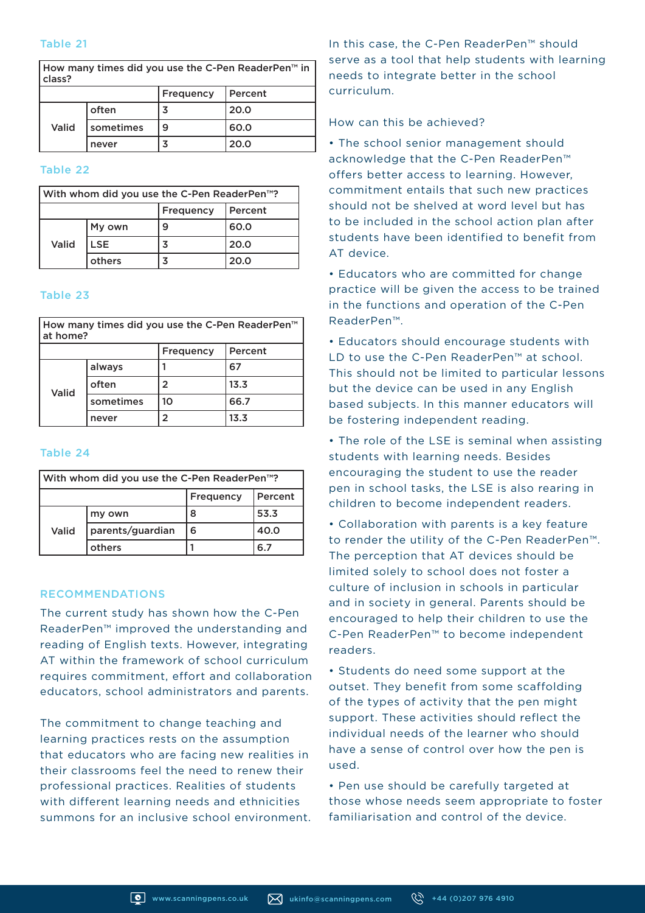Table 21

| How many times did you use the C-Pen ReaderPen™ in class? | | | |
|---|---|---|---|
| | | Frequency | Percent |
| Valid | often | 3 | 20.0 |
| | sometimes | 9 | 60.0 |
| | never | 3 | 20.0 |

Table 22

| With whom did you use the C-Pen ReaderPen™? | | | |
|---|---|---|---|
| | | Frequency | Percent |
| Valid | My own | 9 | 60.0 |
| | LSE | 3 | 20.0 |
| | others | 3 | 20.0 |

Table 23

| How many times did you use the C-Pen ReaderPen™ at home? | | | |
|---|---|---|---|
| | | Frequency | Percent |
| Valid | always | 1 | 67 |
| | often | 2 | 13.3 |
| | sometimes | 10 | 66.7 |
| | never | 2 | 13.3 |

Table 24

| With whom did you use the C-Pen ReaderPen™? | | | |
|---|---|---|---|
| | | Frequency | Percent |
| Valid | my own | 8 | 53.3 |
| | parents/guardian | 6 | 40.0 |
| | others | 1 | 6.7 |

## RECOMMENDATIONS

The current study has shown how the C-Pen ReaderPen™ improved the understanding and reading of English texts. However, integrating AT within the framework of school curriculum requires commitment, effort and collaboration educators, school administrators and parents.

The commitment to change teaching and learning practices rests on the assumption that educators who are facing new realities in their classrooms feel the need to renew their professional practices. Realities of students with different learning needs and ethnicities summons for an inclusive school environment.

In this case, the C-Pen ReaderPen™ should serve as a tool that help students with learning needs to integrate better in the school curriculum.

How can this be achieved?

- The school senior management should acknowledge that the C-Pen ReaderPen™ offers better access to learning. However, commitment entails that such new practices should not be shelved at word level but has to be included in the school action plan after students have been identified to benefit from AT device.
- Educators who are committed for change practice will be given the access to be trained in the functions and operation of the C-Pen ReaderPen™.
- Educators should encourage students with LD to use the C-Pen ReaderPen™ at school. This should not be limited to particular lessons but the device can be used in any English based subjects. In this manner educators will be fostering independent reading.
- The role of the LSE is seminal when assisting students with learning needs. Besides encouraging the student to use the reader pen in school tasks, the LSE is also rearing in children to become independent readers.
- Collaboration with parents is a key feature to render the utility of the C-Pen ReaderPen™. The perception that AT devices should be limited solely to school does not foster a culture of inclusion in schools in particular and in society in general. Parents should be encouraged to help their children to use the C-Pen ReaderPen™ to become independent readers.
- Students do need some support at the outset. They benefit from some scaffolding of the types of activity that the pen might support. These activities should reflect the individual needs of the learner who should have a sense of control over how the pen is used.
- Pen use should be carefully targeted at those whose needs seem appropriate to foster familiarisation and control of the device.